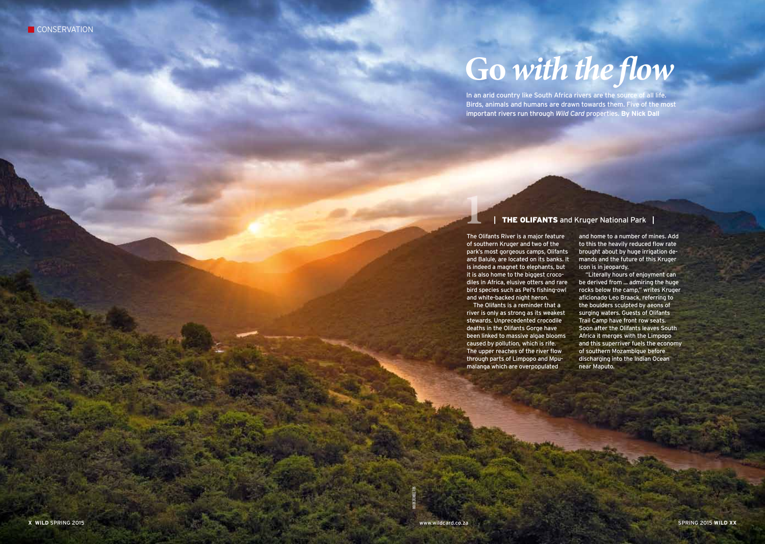CONSERVATION

# Go *with the flow*

In an arid country like South Africa rivers are the source of all life. Birds, animals and humans are drawn towards them. Five of the most important rivers run through *Wild Card* properties. **By Nick Dall**

## 1 | **THE OLIFANTS** and Kruger National Park |

The Olifants River is a major feature of southern Kruger and two of the park's most gorgeous camps, Olifants and Balule, are located on its banks. It is indeed a magnet to elephants, but it is also home to the biggest crocodiles in Africa, elusive otters and rare bird species such as Pel's fishing-owl and white-backed night heron.

The Olifants is a reminder that a river is only as strong as its weakest stewards. Unprecedented crocodile deaths in the Olifants Gorge have been linked to massive algae blooms caused by pollution, which is rife. The upper reaches of the river flow through parts of Limpopo and Mpumalanga which are overpopulated and home to a number of mines. Add to this the heavily reduced flow rate brought about by huge irrigation demands and the future of this Kruger icon is in jeopardy.

"Literally hours of enjoyment can be derived from ... admiring the huge rocks below the camp," writes Kruger aficionado Leo Braack, referring to the boulders sculpted by aeons of surging waters. Guests of Olifants Trail Camp have front row seats. Soon after the Olifants leaves South Africa it merges with the Limpopo and this superriver fuels the economy of southern Mozambique before discharging into the Indian Ocean near Maputo.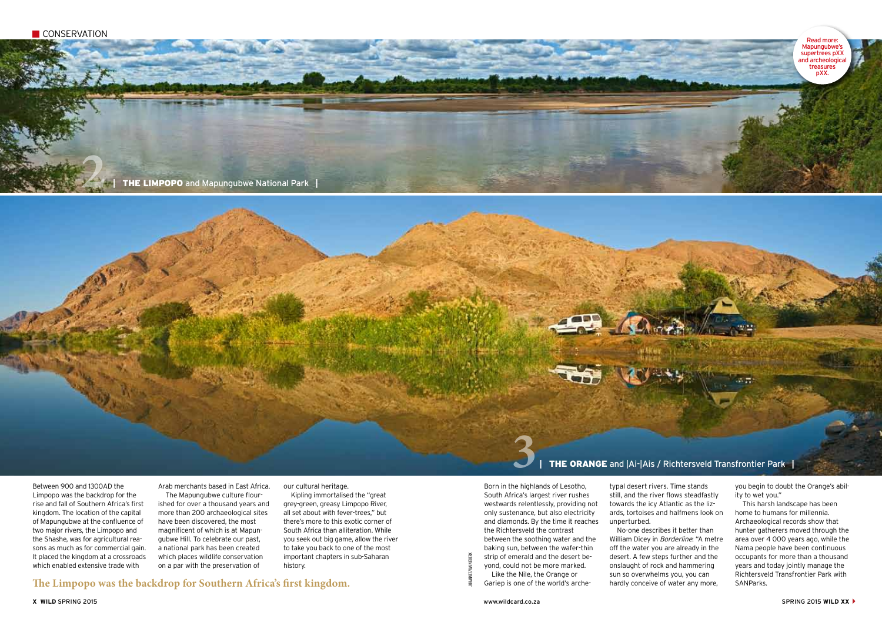Read more: Mapungubwe's supertrees pXX and archeological treasures pXX.

## 2 | THE LIMPOPO and Mapungubwe National Park |

Between 900 and 1300AD the Limpopo was the backdrop for the rise and fall of Southern Africa's first kingdom. The location of the capital of Mapungubwe at the confluence of two major rivers, the Limpopo and the Shashe, was for agricultural reasons as much as for commercial gain. It placed the kingdom at a crossroads which enabled extensive trade with Arab merchants based in East Africa.

The Mapungubwe culture flourished for over a thousand years and more than 200 archaeological sites have been discovered, the most magnificent of which is at Mapungubwe Hill. To celebrate our past, a national park has been created which places wildlife conservation on a par with the preservation of our cultural heritage.

Kipling immortalised the "great grey-green, greasy Limpopo River, all set about with fever-trees," but there's more to this exotic corner of South Africa than alliteration. While you seek out big game, allow the river to take you back to one of the most important chapters in sub-Saharan history.

**The Limpopo was the backdrop for Southern Africa's first kingdom.**

## 3 | THE ORANGE and |Ai-|Ais / Richtersveld Transfrontier Park |

Born in the highlands of Lesotho, South Africa's largest river rushes westwards relentlessly, providing not only sustenance, but also electricity and diamonds. By the time it reaches the Richtersveld the contrast between the soothing water and the baking sun, between the wafer-thin strip of emerald and the desert beyond, could not be more marked.

Like the Nile, the Orange or Gariep is one of the world's archetypal desert rivers. Time stands still, and the river flows steadfastly towards the icy Atlantic as the lizards, tortoises and halfmens look on unperturbed.

No-one describes it better than William Dicey in *Borderline*: "A metre off the water you are already in the desert. A few steps further and the onslaught of rock and hammering sun so overwhelms you, you can hardly conceive of water any more, you begin to doubt the Orange's ability to wet you."

This harsh landscape has been home to humans for millennia. Archaeological records show that hunter gatherers moved through the area over 4 000 years ago, while the Nama people have been continuous occupants for more than a thousand years and today jointly manage the Richtersveld Transfrontier Park with SANParks.

JOHANNES VAN NIEKERK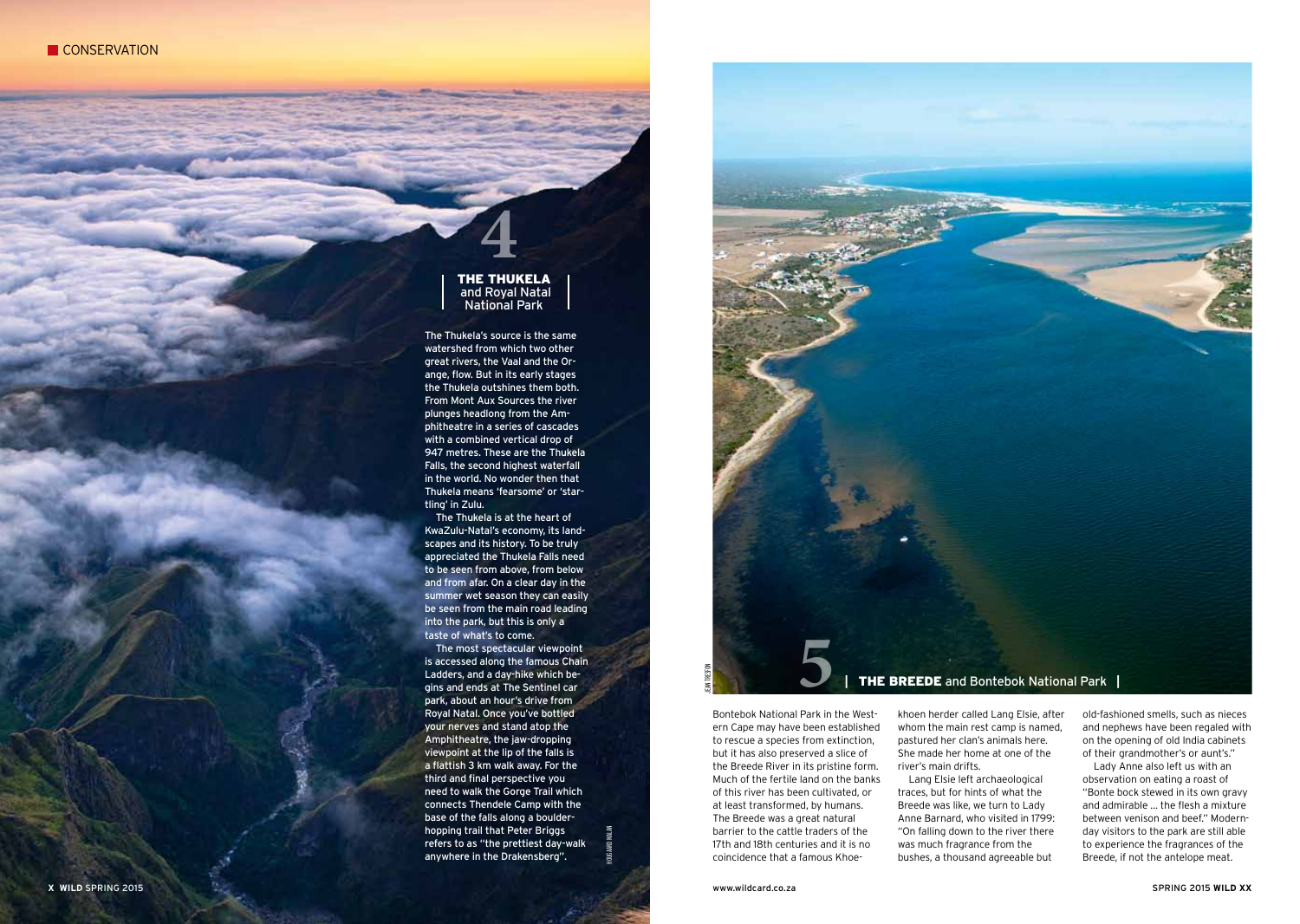## 4

### THE THUKELA and Royal Natal National Park

The Thukela's source is the same watershed from which two other great rivers, the Vaal and the Orange, flow. But in its early stages the Thukela outshines them both. From Mont Aux Sources the river plunges headlong from the Amphitheatre in a series of cascades with a combined vertical drop of 947 metres. These are the Thukela Falls, the second highest waterfall in the world. No wonder then that Thukela means 'fearsome' or 'startling' in Zulu.

The Thukela is at the heart of KwaZulu-Natal's economy, its landscapes and its history. To be truly appreciated the Thukela Falls need to be seen from above, from below and from afar. On a clear day in the summer wet season they can easily be seen from the main road leading into the park, but this is only a taste of what's to come.

The most spectacular viewpoint is accessed along the famous Chain Ladders, and a day-hike which begins and ends at The Sentinel car park, about an hour's drive from Royal Natal. Once you've bottled your nerves and stand atop the Amphitheatre, the jaw-dropping viewpoint at the lip of the falls is a flattish 3 km walk away. For the third and final perspective you need to walk the Gorge Trail which connects Thendele Camp with the base of the falls along a boulder-hopping trail that Peter Briggs refers to as "the prettiest day-walk anywhere in the Drakensberg".

## 5

### THE BREEDE and Bontebok National Park

Bontebok National Park in the Western Cape may have been established to rescue a species from extinction, but it has also preserved a slice of the Breede River in its pristine form. Much of the fertile land on the banks of this river has been cultivated, or at least transformed, by humans. The Breede was a great natural barrier to the cattle traders of the 17th and 18th centuries and it is no coincidence that a famous Khoekhoen herder called Lang Elsie, after whom the main rest camp is named, pastured her clan's animals here. She made her home at one of the river's main drifts.

Lang Elsie left archaeological traces, but for hints of what the Breede was like, we turn to Lady Anne Barnard, who visited in 1799: "On falling down to the river there was much fragrance from the bushes, a thousand agreeable but old-fashioned smells, such as nieces and nephews have been regaled with on the opening of old India cabinets of their grandmother's or aunt's."

Lady Anne also left us with an observation on eating a roast of "Bonte bock stewed in its own gravy and admirable … the flesh a mixture between venison and beef." Modern-day visitors to the park are still able to experience the fragrances of the Breede, if not the antelope meat.